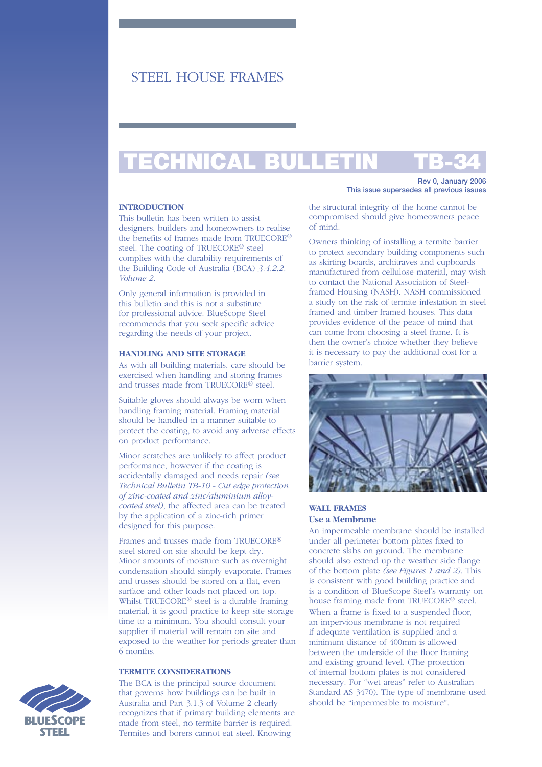# STEEL HOUSE FRAMES

# TECHNICAL BULLETIN TB-34

**Rev 0, January 2006**
**This issue supersedes all previous issues**

## INTRODUCTION

This bulletin has been written to assist designers, builders and homeowners to realise the benefits of frames made from TRUECORE® steel. The coating of TRUECORE® steel complies with the durability requirements of the Building Code of Australia (BCA) *3.4.2.2. Volume 2.*

Only general information is provided in this bulletin and this is not a substitute for professional advice. BlueScope Steel recommends that you seek specific advice regarding the needs of your project.

## HANDLING AND SITE STORAGE

As with all building materials, care should be exercised when handling and storing frames and trusses made from TRUECORE® steel.

Suitable gloves should always be worn when handling framing material. Framing material should be handled in a manner suitable to protect the coating, to avoid any adverse effects on product performance.

Minor scratches are unlikely to affect product performance, however if the coating is accidentally damaged and needs repair *(see Technical Bulletin TB-10 - Cut edge protection of zinc-coated and zinc/aluminium alloy-coated steel)*, the affected area can be treated by the application of a zinc-rich primer designed for this purpose.

Frames and trusses made from TRUECORE® steel stored on site should be kept dry. Minor amounts of moisture such as overnight condensation should simply evaporate. Frames and trusses should be stored on a flat, even surface and other loads not placed on top. Whilst TRUECORE® steel is a durable framing material, it is good practice to keep site storage time to a minimum. You should consult your supplier if material will remain on site and exposed to the weather for periods greater than 6 months.

## TERMITE CONSIDERATIONS

The BCA is the principal source document that governs how buildings can be built in Australia and Part 3.1.3 of Volume 2 clearly recognizes that if primary building elements are made from steel, no termite barrier is required. Termites and borers cannot eat steel. Knowing the structural integrity of the home cannot be compromised should give homeowners peace of mind.

Owners thinking of installing a termite barrier to protect secondary building components such as skirting boards, architraves and cupboards manufactured from cellulose material, may wish to contact the National Association of Steel-framed Housing (NASH). NASH commissioned a study on the risk of termite infestation in steel framed and timber framed houses. This data provides evidence of the peace of mind that can come from choosing a steel frame. It is then the owner's choice whether they believe it is necessary to pay the additional cost for a barrier system.

## WALL FRAMES

### Use a Membrane

An impermeable membrane should be installed under all perimeter bottom plates fixed to concrete slabs on ground. The membrane should also extend up the weather side flange of the bottom plate *(see Figures 1 and 2)*. This is consistent with good building practice and is a condition of BlueScope Steel's warranty on house framing made from TRUECORE® steel. When a frame is fixed to a suspended floor, an impervious membrane is not required if adequate ventilation is supplied and a minimum distance of 400mm is allowed between the underside of the floor framing and existing ground level. (The protection of internal bottom plates is not considered necessary. For "wet areas" refer to Australian Standard AS 3470). The type of membrane used should be "impermeable to moisture".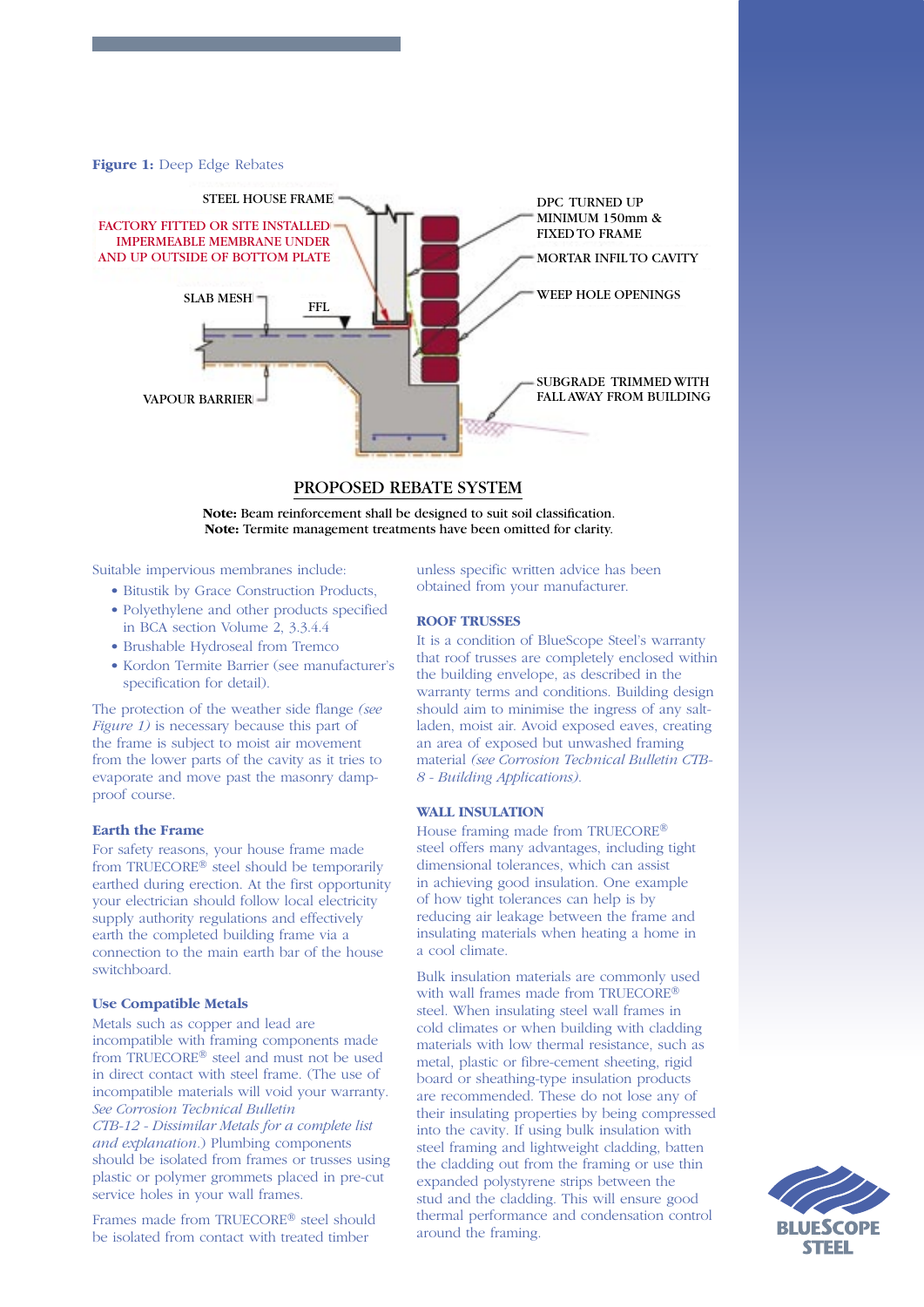**Figure 1:** Deep Edge Rebates

STEEL HOUSE FRAME

FACTORY FITTED OR SITE INSTALLED IMPERMEABLE MEMBRANE UNDER AND UP OUTSIDE OF BOTTOM PLATE

SLAB MESH

FFL

VAPOUR BARRIER

DPC TURNED UP MINIMUM 150mm & FIXED TO FRAME

MORTAR INFIL TO CAVITY

WEEP HOLE OPENINGS

SUBGRADE TRIMMED WITH FALL AWAY FROM BUILDING

PROPOSED REBATE SYSTEM

**Note:** Beam reinforcement shall be designed to suit soil classification.
**Note:** Termite management treatments have been omitted for clarity.

Suitable impervious membranes include:

- Bitustik by Grace Construction Products,
- Polyethylene and other products specified in BCA section Volume 2, 3.3.4.4
- Brushable Hydroseal from Tremco
- Kordon Termite Barrier (see manufacturer's specification for detail).

The protection of the weather side flange *(see Figure 1)* is necessary because this part of the frame is subject to moist air movement from the lower parts of the cavity as it tries to evaporate and move past the masonry damp-proof course.

### Earth the Frame

For safety reasons, your house frame made from TRUECORE® steel should be temporarily earthed during erection. At the first opportunity your electrician should follow local electricity supply authority regulations and effectively earth the completed building frame via a connection to the main earth bar of the house switchboard.

### Use Compatible Metals

Metals such as copper and lead are incompatible with framing components made from TRUECORE® steel and must not be used in direct contact with steel frame. (The use of incompatible materials will void your warranty. *See Corrosion Technical Bulletin CTB-12 - Dissimilar Metals for a complete list and explanation.*) Plumbing components should be isolated from frames or trusses using plastic or polymer grommets placed in pre-cut service holes in your wall frames.

Frames made from TRUECORE® steel should be isolated from contact with treated timber unless specific written advice has been obtained from your manufacturer.

### ROOF TRUSSES

It is a condition of BlueScope Steel's warranty that roof trusses are completely enclosed within the building envelope, as described in the warranty terms and conditions. Building design should aim to minimise the ingress of any salt-laden, moist air. Avoid exposed eaves, creating an area of exposed but unwashed framing material *(see Corrosion Technical Bulletin CTB-8 - Building Applications)*.

### WALL INSULATION

House framing made from TRUECORE® steel offers many advantages, including tight dimensional tolerances, which can assist in achieving good insulation. One example of how tight tolerances can help is by reducing air leakage between the frame and insulating materials when heating a home in a cool climate.

Bulk insulation materials are commonly used with wall frames made from TRUECORE® steel. When insulating steel wall frames in cold climates or when building with cladding materials with low thermal resistance, such as metal, plastic or fibre-cement sheeting, rigid board or sheathing-type insulation products are recommended. These do not lose any of their insulating properties by being compressed into the cavity. If using bulk insulation with steel framing and lightweight cladding, batten the cladding out from the framing or use thin expanded polystyrene strips between the stud and the cladding. This will ensure good thermal performance and condensation control around the framing.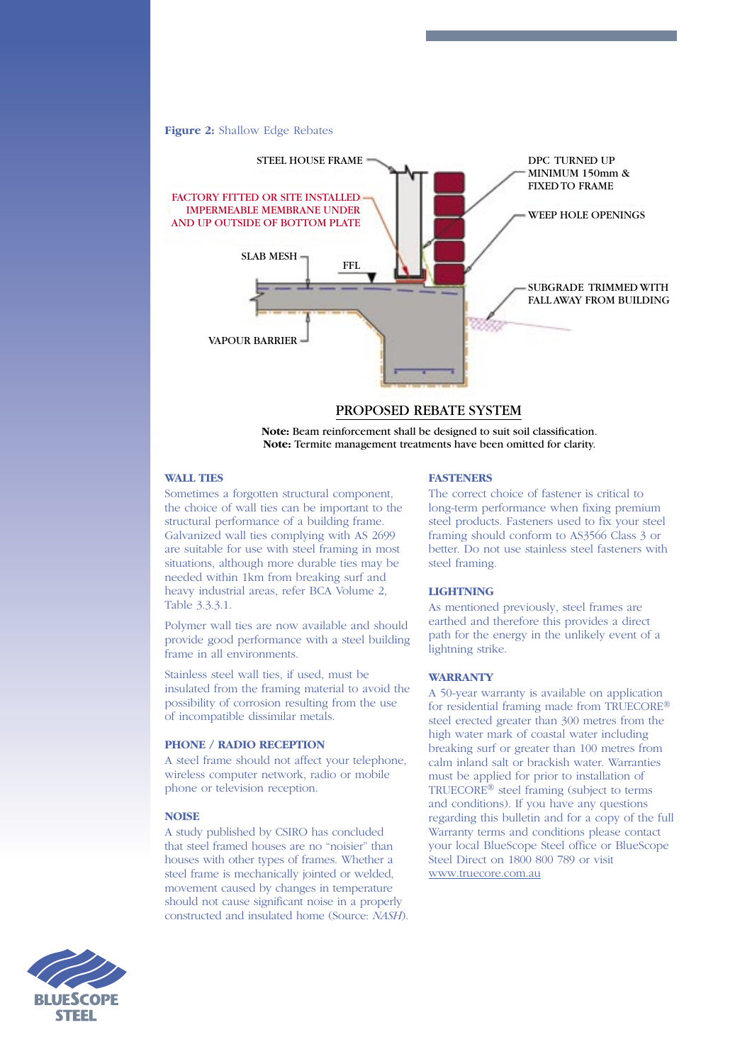**Figure 2:** Shallow Edge Rebates

STEEL HOUSE FRAME

FACTORY FITTED OR SITE INSTALLED IMPERMEABLE MEMBRANE UNDER AND UP OUTSIDE OF BOTTOM PLATE

SLAB MESH

FFL

VAPOUR BARRIER

DPC TURNED UP MINIMUM 150mm & FIXED TO FRAME

WEEP HOLE OPENINGS

SUBGRADE TRIMMED WITH FALL AWAY FROM BUILDING

PROPOSED REBATE SYSTEM

**Note:** Beam reinforcement shall be designed to suit soil classification.
**Note:** Termite management treatments have been omitted for clarity.

## WALL TIES

Sometimes a forgotten structural component, the choice of wall ties can be important to the structural performance of a building frame. Galvanized wall ties complying with AS 2699 are suitable for use with steel framing in most situations, although more durable ties may be needed within 1km from breaking surf and heavy industrial areas, refer BCA Volume 2, Table 3.3.3.1.

Polymer wall ties are now available and should provide good performance with a steel building frame in all environments.

Stainless steel wall ties, if used, must be insulated from the framing material to avoid the possibility of corrosion resulting from the use of incompatible dissimilar metals.

## PHONE / RADIO RECEPTION

A steel frame should not affect your telephone, wireless computer network, radio or mobile phone or television reception.

## NOISE

A study published by CSIRO has concluded that steel framed houses are no "noisier" than houses with other types of frames. Whether a steel frame is mechanically jointed or welded, movement caused by changes in temperature should not cause significant noise in a properly constructed and insulated home (Source: *NASH*).

## FASTENERS

The correct choice of fastener is critical to long-term performance when fixing premium steel products. Fasteners used to fix your steel framing should conform to AS3566 Class 3 or better. Do not use stainless steel fasteners with steel framing.

## LIGHTNING

As mentioned previously, steel frames are earthed and therefore this provides a direct path for the energy in the unlikely event of a lightning strike.

## WARRANTY

A 50-year warranty is available on application for residential framing made from TRUECORE® steel erected greater than 300 metres from the high water mark of coastal water including breaking surf or greater than 100 metres from calm inland salt or brackish water. Warranties must be applied for prior to installation of TRUECORE® steel framing (subject to terms and conditions). If you have any questions regarding this bulletin and for a copy of the full Warranty terms and conditions please contact your local BlueScope Steel office or BlueScope Steel Direct on 1800 800 789 or visit www.truecore.com.au

BLUESCOPE STEEL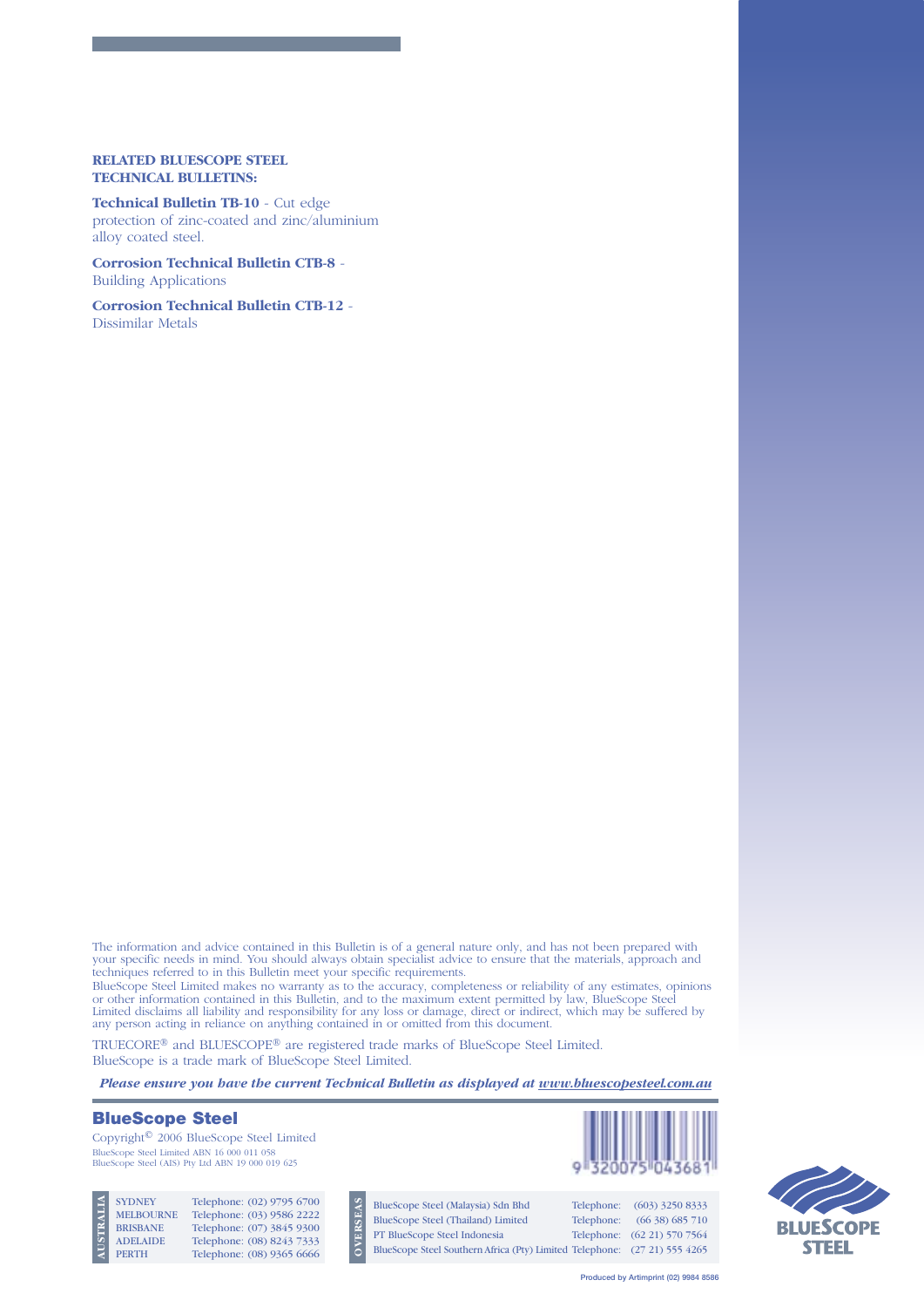**RELATED BLUESCOPE STEEL TECHNICAL BULLETINS:**

**Technical Bulletin TB-10** - Cut edge protection of zinc-coated and zinc/aluminium alloy coated steel.

**Corrosion Technical Bulletin CTB-8** - Building Applications

**Corrosion Technical Bulletin CTB-12** - Dissimilar Metals

The information and advice contained in this Bulletin is of a general nature only, and has not been prepared with your specific needs in mind. You should always obtain specialist advice to ensure that the materials, approach and techniques referred to in this Bulletin meet your specific requirements.
BlueScope Steel Limited makes no warranty as to the accuracy, completeness or reliability of any estimates, opinions or other information contained in this Bulletin, and to the maximum extent permitted by law, BlueScope Steel Limited disclaims all liability and responsibility for any loss or damage, direct or indirect, which may be suffered by any person acting in reliance on anything contained in or omitted from this document.

TRUECORE® and BLUESCOPE® are registered trade marks of BlueScope Steel Limited.
BlueScope is a trade mark of BlueScope Steel Limited.

***Please ensure you have the current Technical Bulletin as displayed at www.bluescopesteel.com.au***

**BlueScope Steel**

Copyright© 2006 BlueScope Steel Limited
BlueScope Steel Limited ABN 16 000 011 058
BlueScope Steel (AIS) Pty Ltd ABN 19 000 019 625

9 320075 043681

| AUSTRALIA | |
|---|---|
| SYDNEY | Telephone: (02) 9795 6700 |
| MELBOURNE | Telephone: (03) 9586 2222 |
| BRISBANE | Telephone: (07) 3845 9300 |
| ADELAIDE | Telephone: (08) 8243 7333 |
| PERTH | Telephone: (08) 9365 6666 |

| OVERSEAS | |
|---|---|
| BlueScope Steel (Malaysia) Sdn Bhd | Telephone: (603) 3250 8333 |
| BlueScope Steel (Thailand) Limited | Telephone: (66 38) 685 710 |
| PT BlueScope Steel Indonesia | Telephone: (62 21) 570 7564 |
| BlueScope Steel Southern Africa (Pty) Limited | Telephone: (27 21) 555 4265 |

BLUESCOPE STEEL

Produced by Artimprint (02) 9984 8586